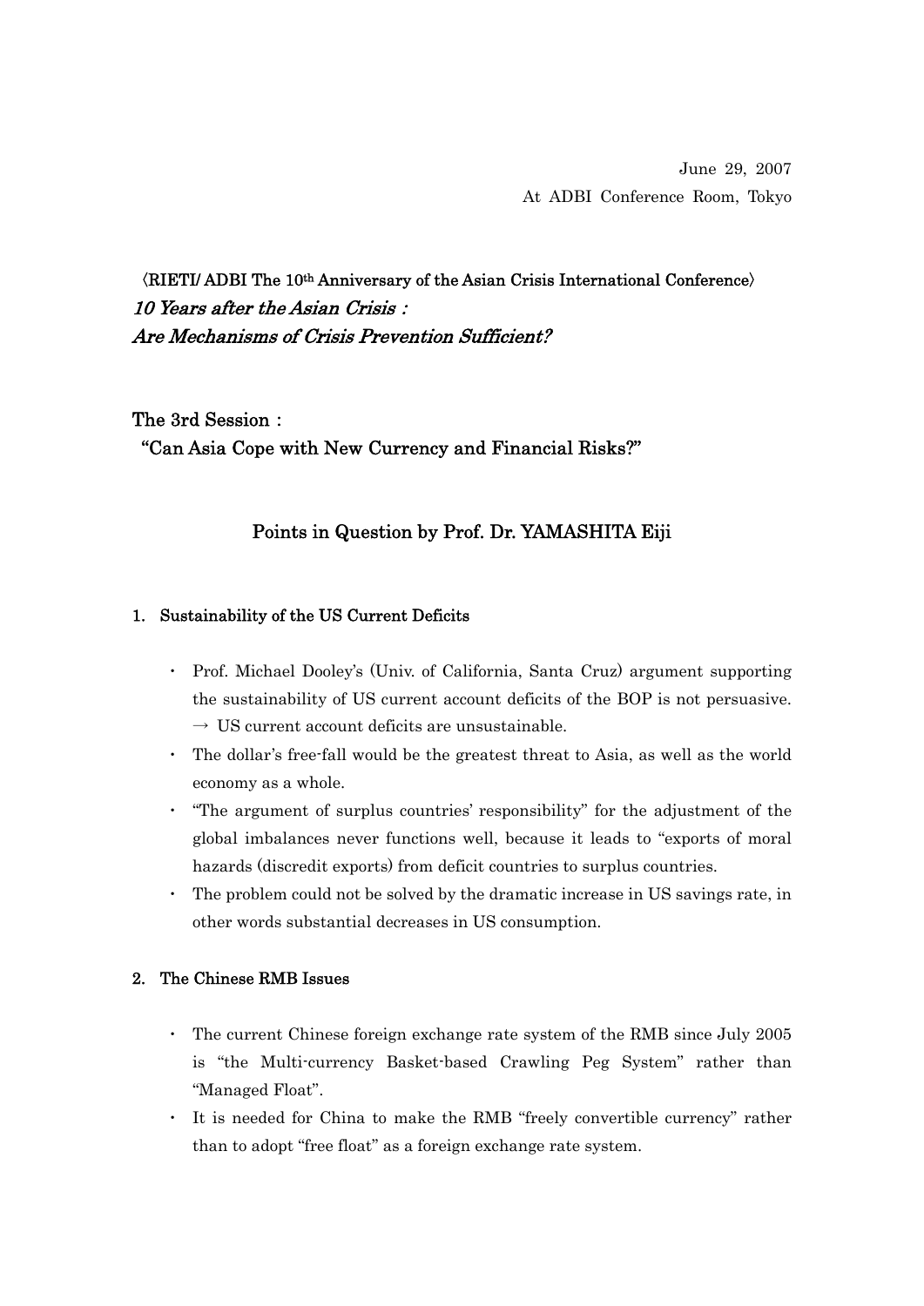June 29, 2007

At ADBI Conference Room, Tokyo

〈RIETI/ ADBI The 10th Anniversary of the Asian Crisis International Conference〉

# *10 Years after the Asian Crisis : Are Mechanisms of Crisis Prevention Sufficient?*

## The 3rd Session : "Can Asia Cope with New Currency and Financial Risks?"

### Points in Question by Prof. Dr. YAMASHITA Eiji

#### 1. Sustainability of the US Current Deficits

- Prof. Michael Dooley's (Univ. of California, Santa Cruz) argument supporting the sustainability of US current account deficits of the BOP is not persuasive. → US current account deficits are unsustainable.
- The dollar's free-fall would be the greatest threat to Asia, as well as the world economy as a whole.
- "The argument of surplus countries' responsibility" for the adjustment of the global imbalances never functions well, because it leads to "exports of moral hazards (discredit exports) from deficit countries to surplus countries.
- The problem could not be solved by the dramatic increase in US savings rate, in other words substantial decreases in US consumption.

#### 2. The Chinese RMB Issues

- The current Chinese foreign exchange rate system of the RMB since July 2005 is "the Multi-currency Basket-based Crawling Peg System" rather than "Managed Float".
- It is needed for China to make the RMB "freely convertible currency" rather than to adopt "free float" as a foreign exchange rate system.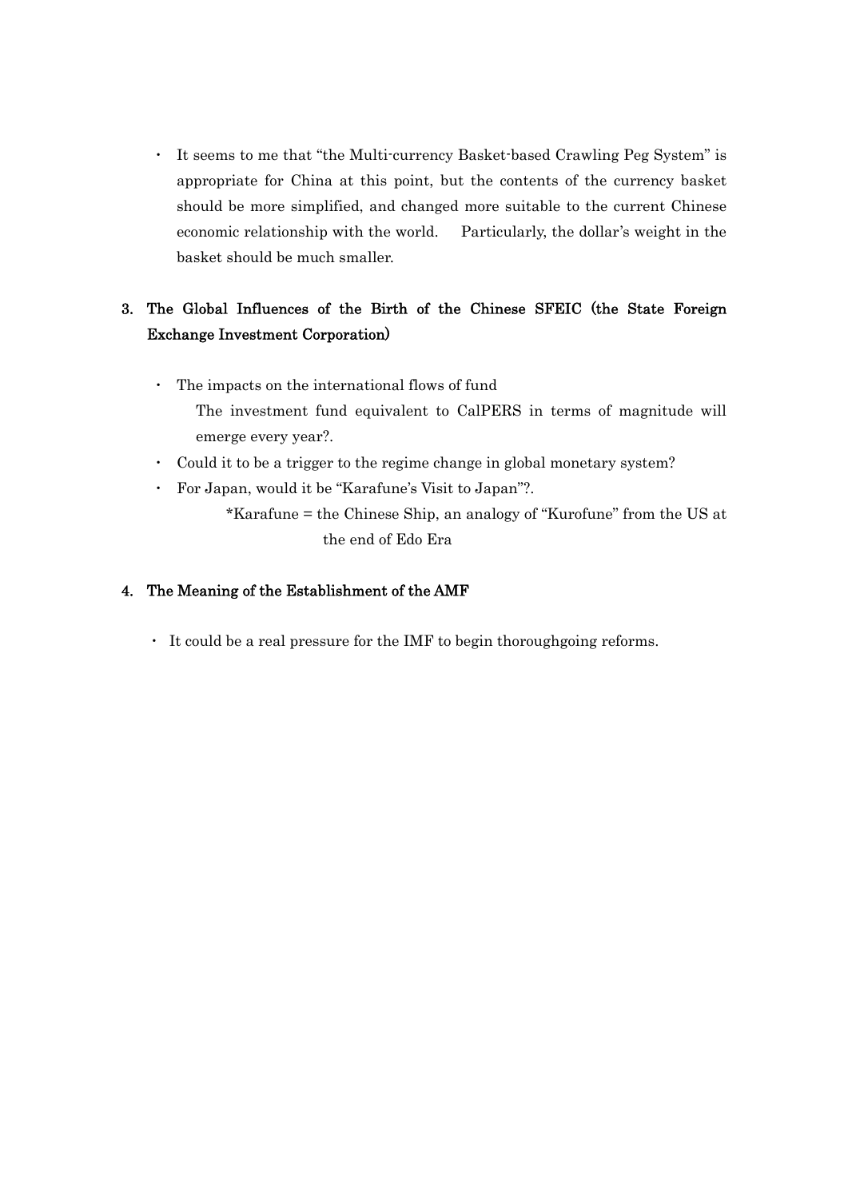- It seems to me that "the Multi-currency Basket-based Crawling Peg System" is appropriate for China at this point, but the contents of the currency basket should be more simplified, and changed more suitable to the current Chinese economic relationship with the world. Particularly, the dollar's weight in the basket should be much smaller.

## 3. The Global Influences of the Birth of the Chinese SFEIC (the State Foreign Exchange Investment Corporation)

- The impacts on the international flows of fund
  The investment fund equivalent to CalPERS in terms of magnitude will emerge every year?.
- Could it to be a trigger to the regime change in global monetary system?
- For Japan, would it be "Karafune's Visit to Japan"?.
  *Karafune = the Chinese Ship, an analogy of "Kurofune" from the US at the end of Edo Era

## 4. The Meaning of the Establishment of the AMF

- It could be a real pressure for the IMF to begin thoroughgoing reforms.